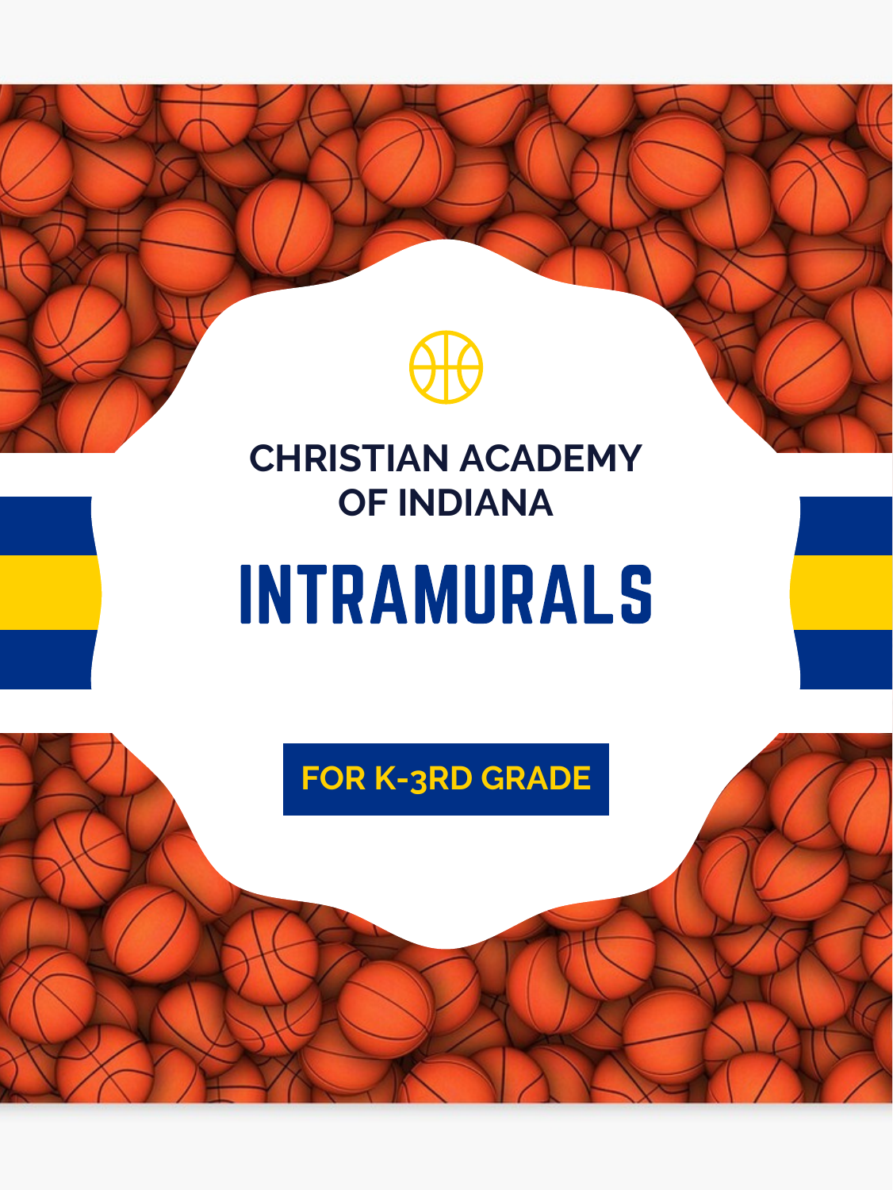## CHRISTIAN ACADEMY OF INDIANA

# INTRAMURALS

**FOR K-3RD GRADE**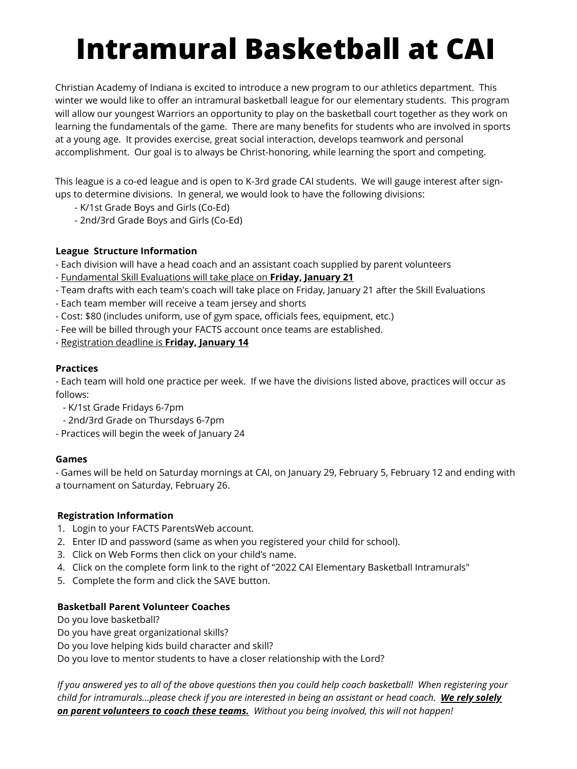# Intramural Basketball at CAI

Christian Academy of Indiana is excited to introduce a new program to our athletics department. This winter we would like to offer an intramural basketball league for our elementary students. This program will allow our youngest Warriors an opportunity to play on the basketball court together as they work on learning the fundamentals of the game. There are many benefits for students who are involved in sports at a young age. It provides exercise, great social interaction, develops teamwork and personal accomplishment. Our goal is to always be Christ-honoring, while learning the sport and competing.

This league is a co-ed league and is open to K-3rd grade CAI students. We will gauge interest after sign-ups to determine divisions. In general, we would look to have the following divisions:

- K/1st Grade Boys and Girls (Co-Ed)
- 2nd/3rd Grade Boys and Girls (Co-Ed)

**League Structure Information**

- Each division will have a head coach and an assistant coach supplied by parent volunteers
- Fundamental Skill Evaluations will take place on **Friday, January 21**
- Team drafts with each team's coach will take place on Friday, January 21 after the Skill Evaluations
- Each team member will receive a team jersey and shorts
- Cost: $80 (includes uniform, use of gym space, officials fees, equipment, etc.)
- Fee will be billed through your FACTS account once teams are established.
- Registration deadline is **Friday, January 14**

**Practices**

- Each team will hold one practice per week. If we have the divisions listed above, practices will occur as follows:
  - K/1st Grade Fridays 6-7pm
  - 2nd/3rd Grade on Thursdays 6-7pm
- Practices will begin the week of January 24

**Games**

- Games will be held on Saturday mornings at CAI, on January 29, February 5, February 12 and ending with a tournament on Saturday, February 26.

**Registration Information**

1. Login to your FACTS ParentsWeb account.
2. Enter ID and password (same as when you registered your child for school).
3. Click on Web Forms then click on your child's name.
4. Click on the complete form link to the right of "2022 CAI Elementary Basketball Intramurals"
5. Complete the form and click the SAVE button.

**Basketball Parent Volunteer Coaches**

Do you love basketball?
Do you have great organizational skills?
Do you love helping kids build character and skill?
Do you love to mentor students to have a closer relationship with the Lord?

*If you answered yes to all of the above questions then you could help coach basketball! When registering your child for intramurals...please check if you are interested in being an assistant or head coach. **We rely solely on parent volunteers to coach these teams.** Without you being involved, this will not happen!*